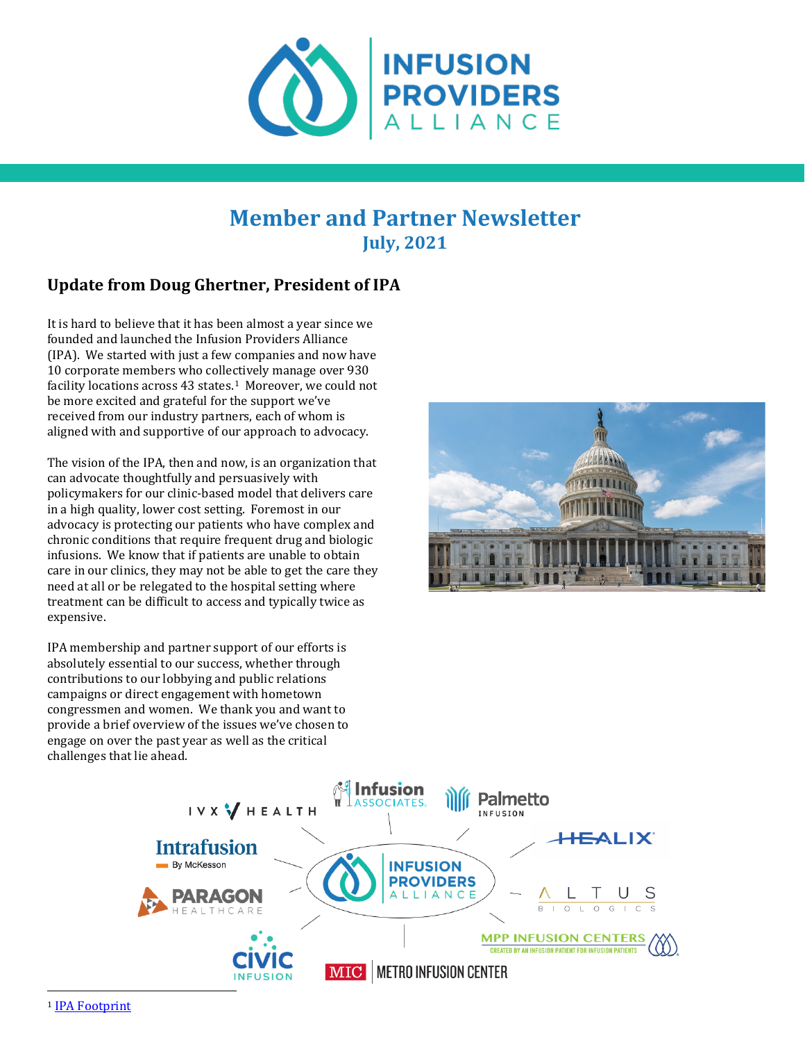# Member and Partner Newsletter

**July, 2021**

## Update from Doug Ghertner, President of IPA

It is hard to believe that it has been almost a year since we founded and launched the Infusion Providers Alliance (IPA). We started with just a few companies and now have 10 corporate members who collectively manage over 930 facility locations across 43 states.[1] Moreover, we could not be more excited and grateful for the support we've received from our industry partners, each of whom is aligned with and supportive of our approach to advocacy.

The vision of the IPA, then and now, is an organization that can advocate thoughtfully and persuasively with policymakers for our clinic-based model that delivers care in a high quality, lower cost setting. Foremost in our advocacy is protecting our patients who have complex and chronic conditions that require frequent drug and biologic infusions. We know that if patients are unable to obtain care in our clinics, they may not be able to get the care they need at all or be relegated to the hospital setting where treatment can be difficult to access and typically twice as expensive.

IPA membership and partner support of our efforts is absolutely essential to our success, whether through contributions to our lobbying and public relations campaigns or direct engagement with hometown congressmen and women. We thank you and want to provide a brief overview of the issues we've chosen to engage on over the past year as well as the critical challenges that lie ahead.

[1] IPA Footprint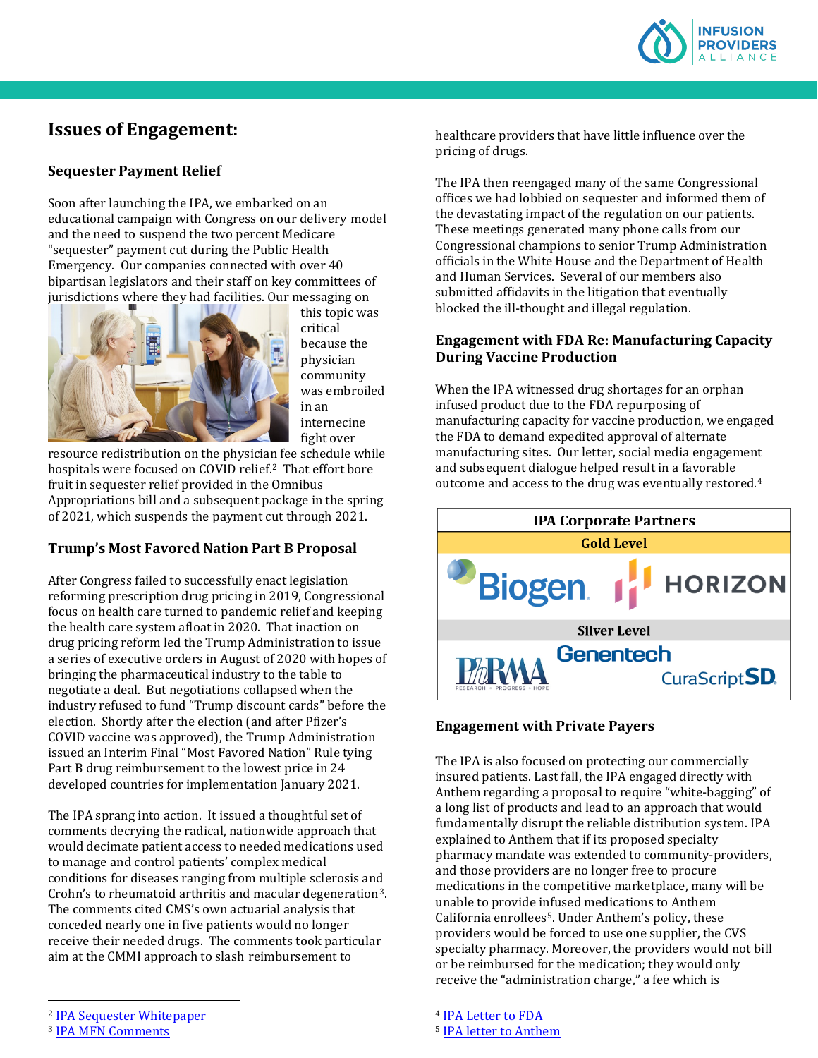## Issues of Engagement:

### Sequester Payment Relief

Soon after launching the IPA, we embarked on an educational campaign with Congress on our delivery model and the need to suspend the two percent Medicare "sequester" payment cut during the Public Health Emergency. Our companies connected with over 40 bipartisan legislators and their staff on key committees of jurisdictions where they had facilities. Our messaging on this topic was critical because the physician community was embroiled in an internecine fight over resource redistribution on the physician fee schedule while hospitals were focused on COVID relief.[2] That effort bore fruit in sequester relief provided in the Omnibus Appropriations bill and a subsequent package in the spring of 2021, which suspends the payment cut through 2021.

### Trump's Most Favored Nation Part B Proposal

After Congress failed to successfully enact legislation reforming prescription drug pricing in 2019, Congressional focus on health care turned to pandemic relief and keeping the health care system afloat in 2020. That inaction on drug pricing reform led the Trump Administration to issue a series of executive orders in August of 2020 with hopes of bringing the pharmaceutical industry to the table to negotiate a deal. But negotiations collapsed when the industry refused to fund "Trump discount cards" before the election. Shortly after the election (and after Pfizer's COVID vaccine was approved), the Trump Administration issued an Interim Final "Most Favored Nation" Rule tying Part B drug reimbursement to the lowest price in 24 developed countries for implementation January 2021.

The IPA sprang into action. It issued a thoughtful set of comments decrying the radical, nationwide approach that would decimate patient access to needed medications used to manage and control patients' complex medical conditions for diseases ranging from multiple sclerosis and Crohn's to rheumatoid arthritis and macular degeneration[3]. The comments cited CMS's own actuarial analysis that conceded nearly one in five patients would no longer receive their needed drugs. The comments took particular aim at the CMMI approach to slash reimbursement to healthcare providers that have little influence over the pricing of drugs.

The IPA then reengaged many of the same Congressional offices we had lobbied on sequester and informed them of the devastating impact of the regulation on our patients. These meetings generated many phone calls from our Congressional champions to senior Trump Administration officials in the White House and the Department of Health and Human Services. Several of our members also submitted affidavits in the litigation that eventually blocked the ill-thought and illegal regulation.

### Engagement with FDA Re: Manufacturing Capacity During Vaccine Production

When the IPA witnessed drug shortages for an orphan infused product due to the FDA repurposing of manufacturing capacity for vaccine production, we engaged the FDA to demand expedited approval of alternate manufacturing sites. Our letter, social media engagement and subsequent dialogue helped result in a favorable outcome and access to the drug was eventually restored.[4]

| IPA Corporate Partners | |
|---|---|
| **Gold Level** | |
| Biogen | HORIZON |
| **Silver Level** | |
| PhRMA | Genentech, CuraScript SD |

### Engagement with Private Payers

The IPA is also focused on protecting our commercially insured patients. Last fall, the IPA engaged directly with Anthem regarding a proposal to require "white-bagging" of a long list of products and lead to an approach that would fundamentally disrupt the reliable distribution system. IPA explained to Anthem that if its proposed specialty pharmacy mandate was extended to community-providers, and those providers are no longer free to procure medications in the competitive marketplace, many will be unable to provide infused medications to Anthem California enrollees[5]. Under Anthem's policy, these providers would be forced to use one supplier, the CVS specialty pharmacy. Moreover, the providers would not bill or be reimbursed for the medication; they would only receive the "administration charge," a fee which is

[2] IPA Sequester Whitepaper
[3] IPA MFN Comments
[4] IPA Letter to FDA
[5] IPA letter to Anthem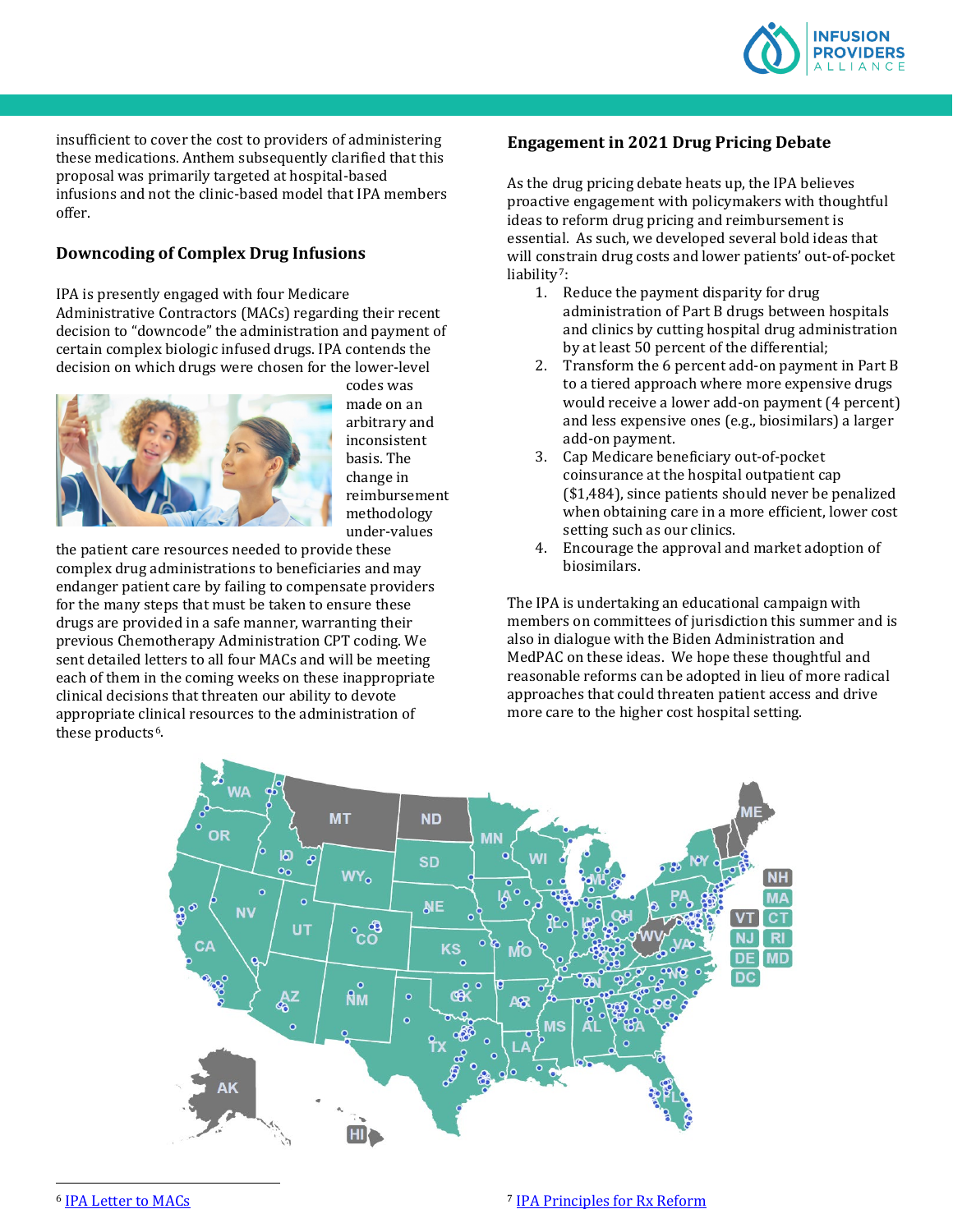insufficient to cover the cost to providers of administering these medications. Anthem subsequently clarified that this proposal was primarily targeted at hospital-based infusions and not the clinic-based model that IPA members offer.

## Downcoding of Complex Drug Infusions

IPA is presently engaged with four Medicare Administrative Contractors (MACs) regarding their recent decision to "downcode" the administration and payment of certain complex biologic infused drugs. IPA contends the decision on which drugs were chosen for the lower-level codes was made on an arbitrary and inconsistent basis. The change in reimbursement methodology under-values the patient care resources needed to provide these complex drug administrations to beneficiaries and may endanger patient care by failing to compensate providers for the many steps that must be taken to ensure these drugs are provided in a safe manner, warranting their previous Chemotherapy Administration CPT coding. We sent detailed letters to all four MACs and will be meeting each of them in the coming weeks on these inappropriate clinical decisions that threaten our ability to devote appropriate clinical resources to the administration of these products[6].

## Engagement in 2021 Drug Pricing Debate

As the drug pricing debate heats up, the IPA believes proactive engagement with policymakers with thoughtful ideas to reform drug pricing and reimbursement is essential. As such, we developed several bold ideas that will constrain drug costs and lower patients' out-of-pocket liability[7]:

1. Reduce the payment disparity for drug administration of Part B drugs between hospitals and clinics by cutting hospital drug administration by at least 50 percent of the differential;
2. Transform the 6 percent add-on payment in Part B to a tiered approach where more expensive drugs would receive a lower add-on payment (4 percent) and less expensive ones (e.g., biosimilars) a larger add-on payment.
3. Cap Medicare beneficiary out-of-pocket coinsurance at the hospital outpatient cap ($1,484), since patients should never be penalized when obtaining care in a more efficient, lower cost setting such as our clinics.
4. Encourage the approval and market adoption of biosimilars.

The IPA is undertaking an educational campaign with members on committees of jurisdiction this summer and is also in dialogue with the Biden Administration and MedPAC on these ideas. We hope these thoughtful and reasonable reforms can be adopted in lieu of more radical approaches that could threaten patient access and drive more care to the higher cost hospital setting.

WA OR ID MT ND MN WI MI NY ME NH MA VT CT NJ RI DE MD DC CA NV UT WY SD NE IA IL IN OH PA WV VA CO KS MO KY TN NC SC AZ NM OK AR MS AL GA TX LA FL AK HI

---

[6] IPA Letter to MACs

[7] IPA Principles for Rx Reform